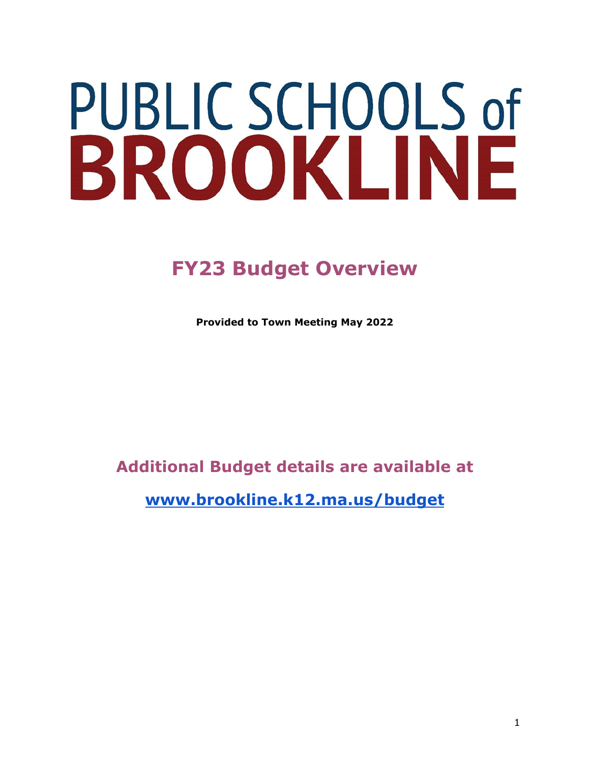# PUBLIC SCHOOLS of BROOKLINE

## FY23 Budget Overview

**Provided to Town Meeting May 2022**

**Additional Budget details are available at**

**[www.brookline.k12.ma.us/budget](http://www.brookline.k12.ma.us/budget)**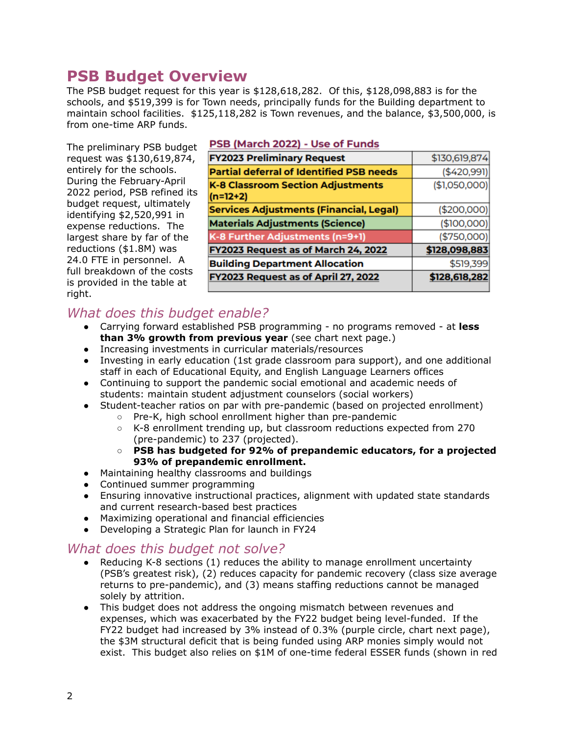# PSB Budget Overview

The PSB budget request for this year is $128,618,282. Of this, $128,098,883 is for the schools, and $519,399 is for Town needs, principally funds for the Building department to maintain school facilities. $125,118,282 is Town revenues, and the balance, $3,500,000, is from one-time ARP funds.

The preliminary PSB budget request was $130,619,874, entirely for the schools. During the February-April 2022 period, PSB refined its budget request, ultimately identifying $2,520,991 in expense reductions. The largest share by far of the reductions ($1.8M) was 24.0 FTE in personnel. A full breakdown of the costs is provided in the table at right.

**PSB (March 2022) - Use of Funds**

| Item | Amount |
|---|---|
| **FY2023 Preliminary Request** | $130,619,874 |
| **Partial deferral of Identified PSB needs** | ($420,991) |
| **K-8 Classroom Section Adjustments (n=12+2)** | ($1,050,000) |
| **Services Adjustments (Financial, Legal)** | ($200,000) |
| **Materials Adjustments (Science)** | ($100,000) |
| **K-8 Further Adjustments (n=9+1)** | ($750,000) |
| **FY2023 Request as of March 24, 2022** | **$128,098,883** |
| **Building Department Allocation** | $519,399 |
| **FY2023 Request as of April 27, 2022** | **$128,618,282** |

## *What does this budget enable?*

- Carrying forward established PSB programming - no programs removed - at **less than 3% growth from previous year** (see chart next page.)
- Increasing investments in curricular materials/resources
- Investing in early education (1st grade classroom para support), and one additional staff in each of Educational Equity, and English Language Learners offices
- Continuing to support the pandemic social emotional and academic needs of students: maintain student adjustment counselors (social workers)
- Student-teacher ratios on par with pre-pandemic (based on projected enrollment)
  - Pre-K, high school enrollment higher than pre-pandemic
  - K-8 enrollment trending up, but classroom reductions expected from 270 (pre-pandemic) to 237 (projected).
  - **PSB has budgeted for 92% of prepandemic educators, for a projected 93% of prepandemic enrollment.**
- Maintaining healthy classrooms and buildings
- Continued summer programming
- Ensuring innovative instructional practices, alignment with updated state standards and current research-based best practices
- Maximizing operational and financial efficiencies
- Developing a Strategic Plan for launch in FY24

## *What does this budget not solve?*

- Reducing K-8 sections (1) reduces the ability to manage enrollment uncertainty (PSB's greatest risk), (2) reduces capacity for pandemic recovery (class size average returns to pre-pandemic), and (3) means staffing reductions cannot be managed solely by attrition.
- This budget does not address the ongoing mismatch between revenues and expenses, which was exacerbated by the FY22 budget being level-funded. If the FY22 budget had increased by 3% instead of 0.3% (purple circle, chart next page), the $3M structural deficit that is being funded using ARP monies simply would not exist. This budget also relies on $1M of one-time federal ESSER funds (shown in red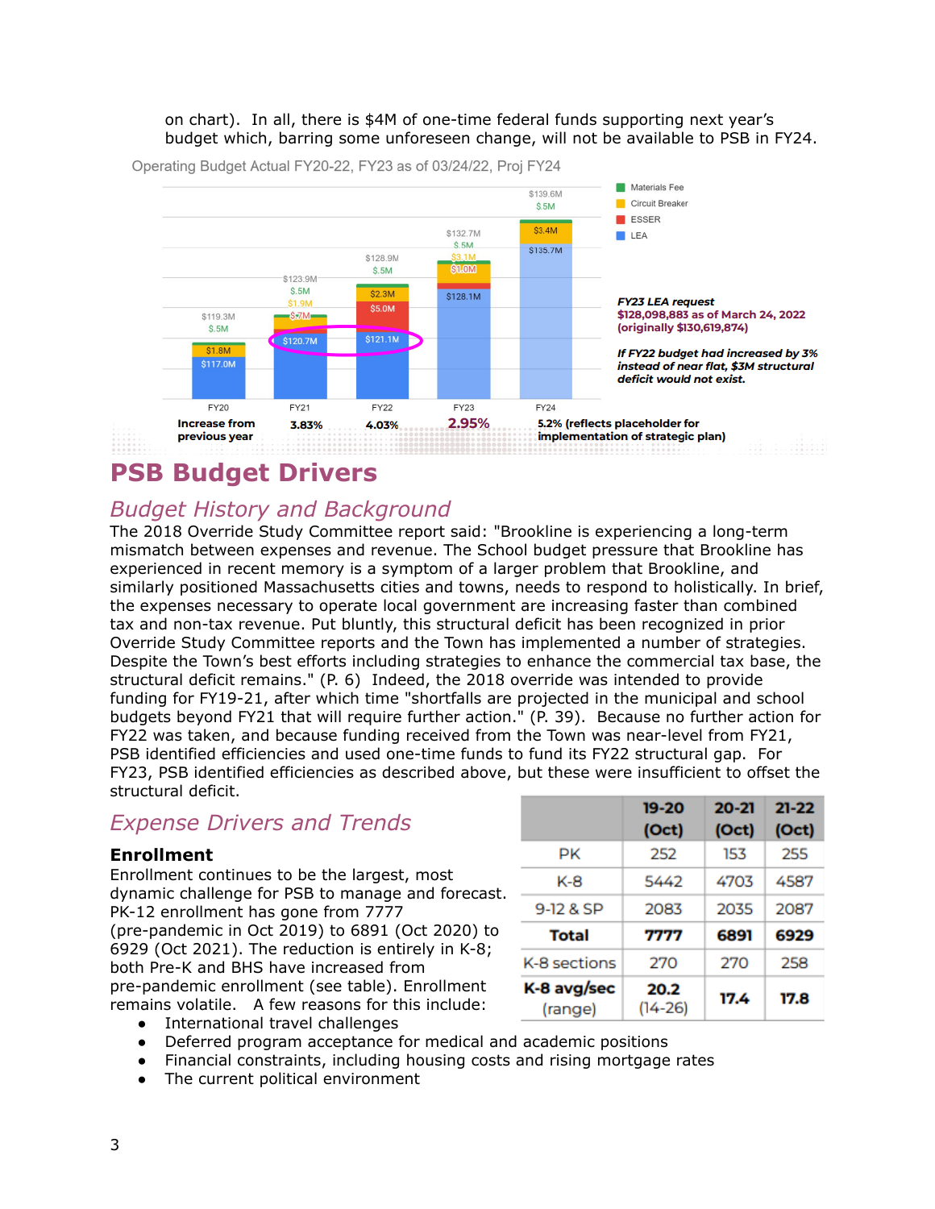on chart). In all, there is $4M of one-time federal funds supporting next year's budget which, barring some unforeseen change, will not be available to PSB in FY24.

Operating Budget Actual FY20-22, FY23 as of 03/24/22, Proj FY24

| | FY20 | FY21 | FY22 | FY23 | FY24 |
|---|---|---|---|---|---|
| Total | $119.3M | $123.9M | $128.9M | $132.7M | $139.6M |
| Materials Fee | $.5M | $.5M | $.5M | $.5M | $.5M |
| Circuit Breaker | $1.8M | $1.9M | $2.3M | $3.1M | $3.4M |
| ESSER | | $.7M | $5.0M | $1.0M | |
| LEA | $117.0M | $120.7M | $121.1M | $128.1M | $135.7M |
| Increase from previous year | | 3.83% | 4.03% | 2.95% | 5.2% (reflects placeholder for implementation of strategic plan) |

***FY23 LEA request***
**$128,098,883 as of March 24, 2022 (originally $130,619,874)**

***If FY22 budget had increased by 3% instead of near flat, $3M structural deficit would not exist.***

# PSB Budget Drivers

## *Budget History and Background*

The 2018 Override Study Committee report said: "Brookline is experiencing a long-term mismatch between expenses and revenue. The School budget pressure that Brookline has experienced in recent memory is a symptom of a larger problem that Brookline, and similarly positioned Massachusetts cities and towns, needs to respond to holistically. In brief, the expenses necessary to operate local government are increasing faster than combined tax and non-tax revenue. Put bluntly, this structural deficit has been recognized in prior Override Study Committee reports and the Town has implemented a number of strategies. Despite the Town's best efforts including strategies to enhance the commercial tax base, the structural deficit remains." (P. 6) Indeed, the 2018 override was intended to provide funding for FY19-21, after which time "shortfalls are projected in the municipal and school budgets beyond FY21 that will require further action." (P. 39). Because no further action for FY22 was taken, and because funding received from the Town was near-level from FY21, PSB identified efficiencies and used one-time funds to fund its FY22 structural gap. For FY23, PSB identified efficiencies as described above, but these were insufficient to offset the structural deficit.

## *Expense Drivers and Trends*

### Enrollment

Enrollment continues to be the largest, most dynamic challenge for PSB to manage and forecast. PK-12 enrollment has gone from 7777 (pre-pandemic in Oct 2019) to 6891 (Oct 2020) to 6929 (Oct 2021). The reduction is entirely in K-8; both Pre-K and BHS have increased from pre-pandemic enrollment (see table). Enrollment remains volatile. A few reasons for this include:

| | 19-20 (Oct) | 20-21 (Oct) | 21-22 (Oct) |
|---|---|---|---|
| PK | 252 | 153 | 255 |
| K-8 | 5442 | 4703 | 4587 |
| 9-12 & SP | 2083 | 2035 | 2087 |
| **Total** | **7777** | **6891** | **6929** |
| K-8 sections | 270 | 270 | 258 |
| **K-8 avg/sec** (range) | **20.2** (14-26) | **17.4** | **17.8** |

- International travel challenges
- Deferred program acceptance for medical and academic positions
- Financial constraints, including housing costs and rising mortgage rates
- The current political environment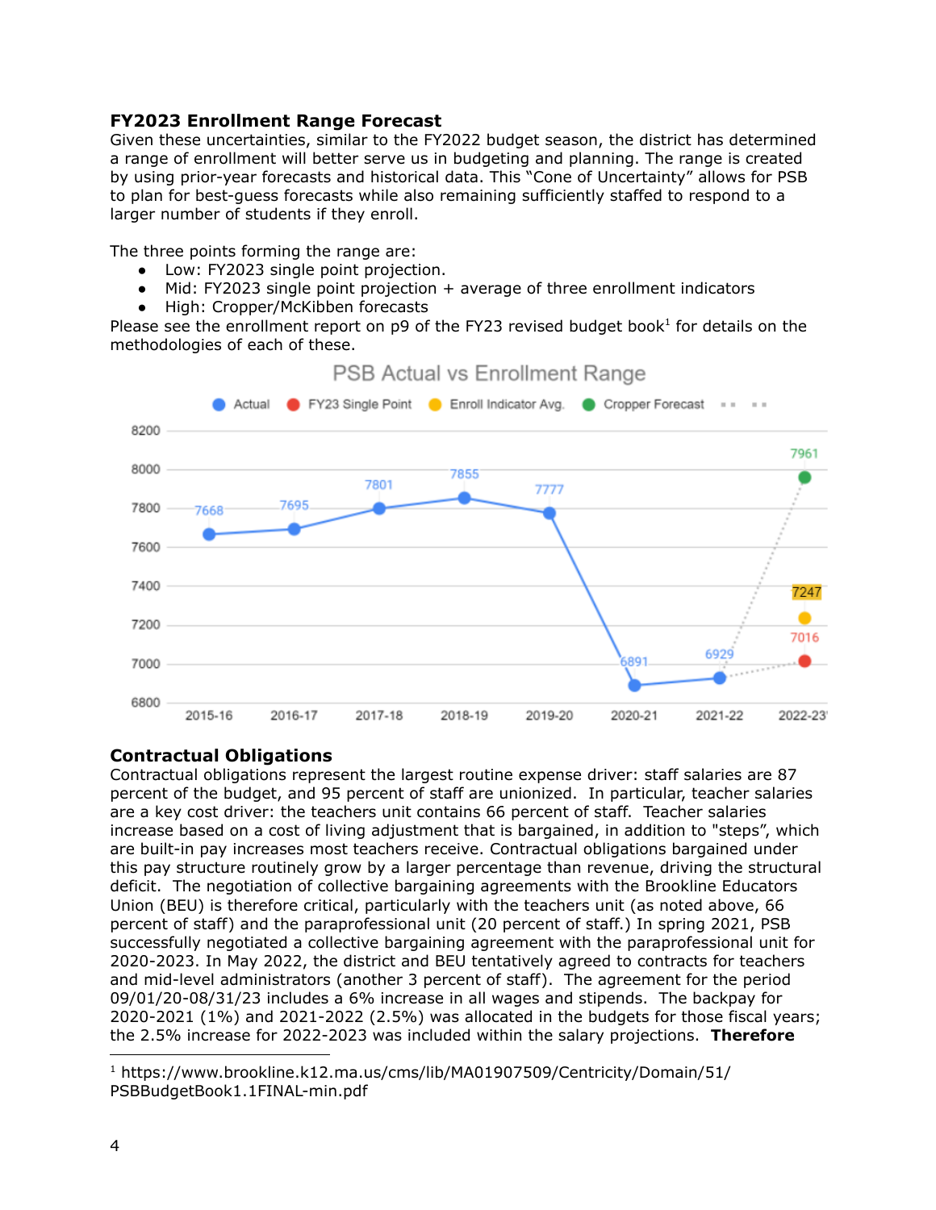### FY2023 Enrollment Range Forecast

Given these uncertainties, similar to the FY2022 budget season, the district has determined a range of enrollment will better serve us in budgeting and planning. The range is created by using prior-year forecasts and historical data. This "Cone of Uncertainty" allows for PSB to plan for best-guess forecasts while also remaining sufficiently staffed to respond to a larger number of students if they enroll.

The three points forming the range are:

- Low: FY2023 single point projection.
- Mid: FY2023 single point projection + average of three enrollment indicators
- High: Cropper/McKibben forecasts

Please see the enrollment report on p9 of the FY23 revised budget book[1] for details on the methodologies of each of these.

**PSB Actual vs Enrollment Range**

| Year | Actual | FY23 Single Point | Enroll Indicator Avg. | Cropper Forecast |
|---|---|---|---|---|
| 2015-16 | 7668 | | | |
| 2016-17 | 7695 | | | |
| 2017-18 | 7801 | | | |
| 2018-19 | 7855 | | | |
| 2019-20 | 7777 | | | |
| 2020-21 | 6891 | | | |
| 2021-22 | 6929 | | | |
| 2022-23 | | 7016 | 7247 | 7961 |

### Contractual Obligations

Contractual obligations represent the largest routine expense driver: staff salaries are 87 percent of the budget, and 95 percent of staff are unionized. In particular, teacher salaries are a key cost driver: the teachers unit contains 66 percent of staff. Teacher salaries increase based on a cost of living adjustment that is bargained, in addition to "steps", which are built-in pay increases most teachers receive. Contractual obligations bargained under this pay structure routinely grow by a larger percentage than revenue, driving the structural deficit. The negotiation of collective bargaining agreements with the Brookline Educators Union (BEU) is therefore critical, particularly with the teachers unit (as noted above, 66 percent of staff) and the paraprofessional unit (20 percent of staff.) In spring 2021, PSB successfully negotiated a collective bargaining agreement with the paraprofessional unit for 2020-2023. In May 2022, the district and BEU tentatively agreed to contracts for teachers and mid-level administrators (another 3 percent of staff). The agreement for the period 09/01/20-08/31/23 includes a 6% increase in all wages and stipends. The backpay for 2020-2021 (1%) and 2021-2022 (2.5%) was allocated in the budgets for those fiscal years; the 2.5% increase for 2022-2023 was included within the salary projections. **Therefore**

---

[1] https://www.brookline.k12.ma.us/cms/lib/MA01907509/Centricity/Domain/51/PSBBudgetBook1.1FINAL-min.pdf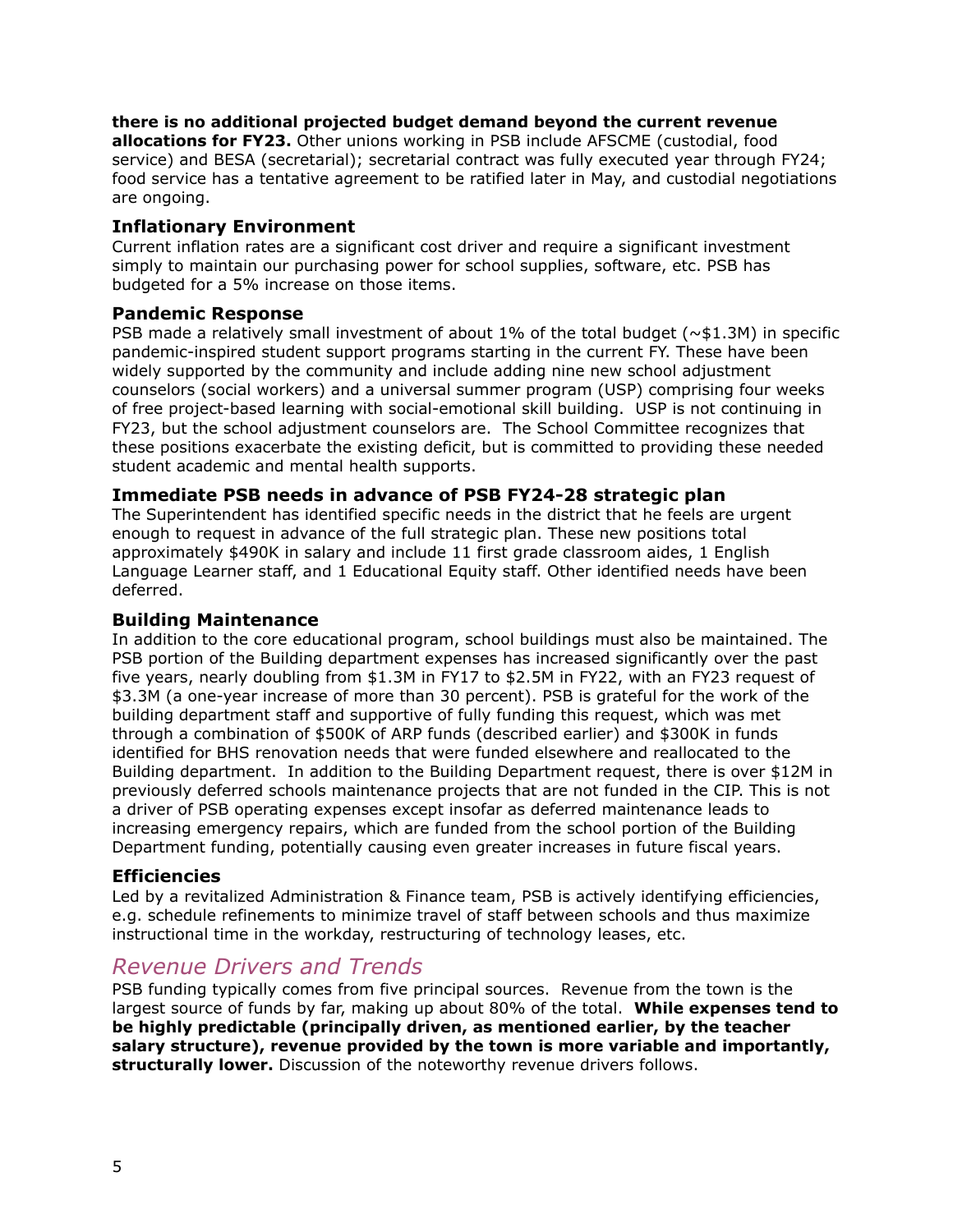**there is no additional projected budget demand beyond the current revenue allocations for FY23.** Other unions working in PSB include AFSCME (custodial, food service) and BESA (secretarial); secretarial contract was fully executed year through FY24; food service has a tentative agreement to be ratified later in May, and custodial negotiations are ongoing.

### Inflationary Environment

Current inflation rates are a significant cost driver and require a significant investment simply to maintain our purchasing power for school supplies, software, etc. PSB has budgeted for a 5% increase on those items.

### Pandemic Response

PSB made a relatively small investment of about 1% of the total budget (~$1.3M) in specific pandemic-inspired student support programs starting in the current FY. These have been widely supported by the community and include adding nine new school adjustment counselors (social workers) and a universal summer program (USP) comprising four weeks of free project-based learning with social-emotional skill building. USP is not continuing in FY23, but the school adjustment counselors are. The School Committee recognizes that these positions exacerbate the existing deficit, but is committed to providing these needed student academic and mental health supports.

### Immediate PSB needs in advance of PSB FY24-28 strategic plan

The Superintendent has identified specific needs in the district that he feels are urgent enough to request in advance of the full strategic plan. These new positions total approximately $490K in salary and include 11 first grade classroom aides, 1 English Language Learner staff, and 1 Educational Equity staff. Other identified needs have been deferred.

### Building Maintenance

In addition to the core educational program, school buildings must also be maintained. The PSB portion of the Building department expenses has increased significantly over the past five years, nearly doubling from $1.3M in FY17 to $2.5M in FY22, with an FY23 request of $3.3M (a one-year increase of more than 30 percent). PSB is grateful for the work of the building department staff and supportive of fully funding this request, which was met through a combination of $500K of ARP funds (described earlier) and $300K in funds identified for BHS renovation needs that were funded elsewhere and reallocated to the Building department. In addition to the Building Department request, there is over $12M in previously deferred schools maintenance projects that are not funded in the CIP. This is not a driver of PSB operating expenses except insofar as deferred maintenance leads to increasing emergency repairs, which are funded from the school portion of the Building Department funding, potentially causing even greater increases in future fiscal years.

### Efficiencies

Led by a revitalized Administration & Finance team, PSB is actively identifying efficiencies, e.g. schedule refinements to minimize travel of staff between schools and thus maximize instructional time in the workday, restructuring of technology leases, etc.

## *Revenue Drivers and Trends*

PSB funding typically comes from five principal sources. Revenue from the town is the largest source of funds by far, making up about 80% of the total. **While expenses tend to be highly predictable (principally driven, as mentioned earlier, by the teacher salary structure), revenue provided by the town is more variable and importantly, structurally lower.** Discussion of the noteworthy revenue drivers follows.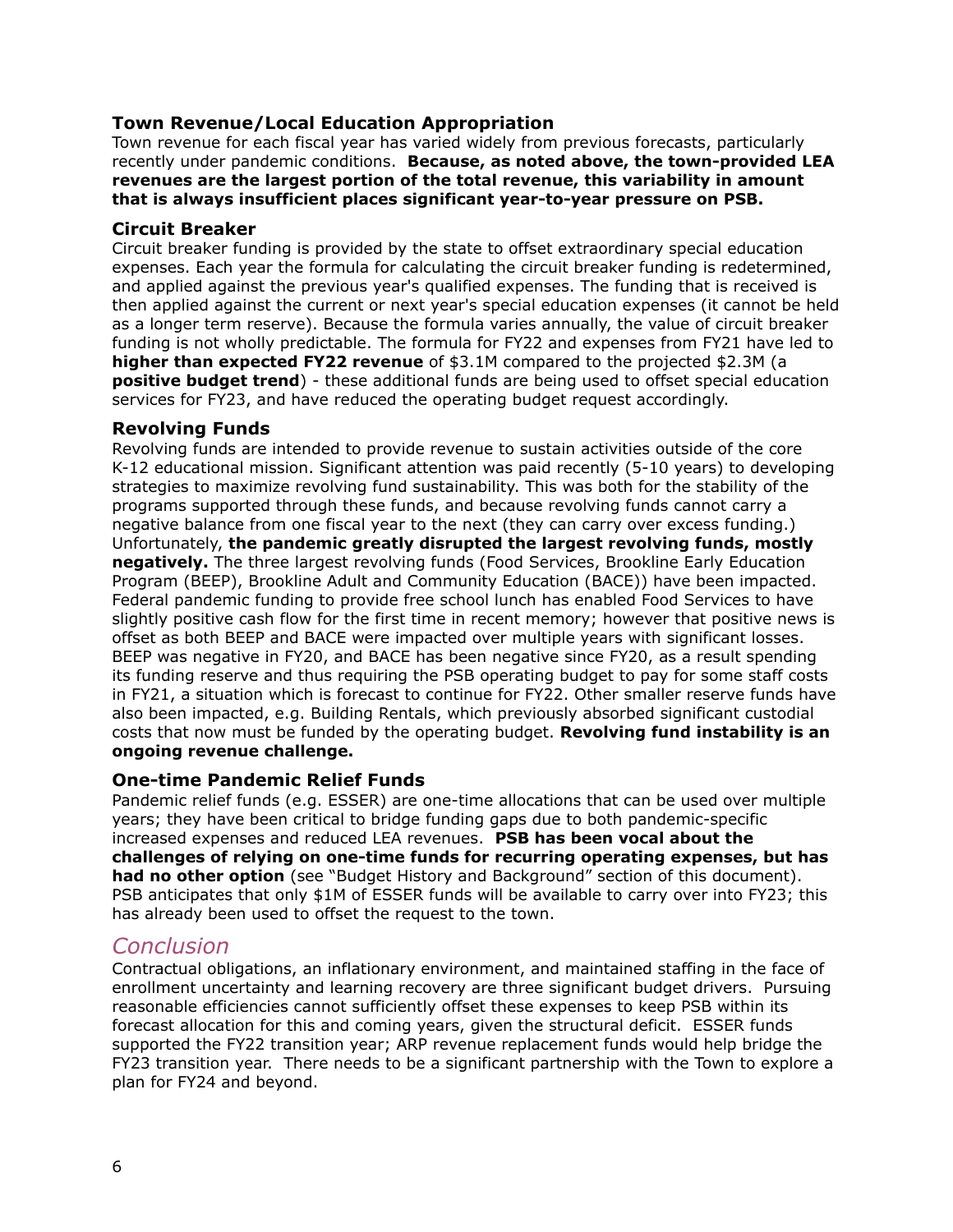### Town Revenue/Local Education Appropriation

Town revenue for each fiscal year has varied widely from previous forecasts, particularly recently under pandemic conditions. **Because, as noted above, the town-provided LEA revenues are the largest portion of the total revenue, this variability in amount that is always insufficient places significant year-to-year pressure on PSB.**

### Circuit Breaker

Circuit breaker funding is provided by the state to offset extraordinary special education expenses. Each year the formula for calculating the circuit breaker funding is redetermined, and applied against the previous year's qualified expenses. The funding that is received is then applied against the current or next year's special education expenses (it cannot be held as a longer term reserve). Because the formula varies annually, the value of circuit breaker funding is not wholly predictable. The formula for FY22 and expenses from FY21 have led to **higher than expected FY22 revenue** of $3.1M compared to the projected $2.3M (a **positive budget trend**) - these additional funds are being used to offset special education services for FY23, and have reduced the operating budget request accordingly.

### Revolving Funds

Revolving funds are intended to provide revenue to sustain activities outside of the core K-12 educational mission. Significant attention was paid recently (5-10 years) to developing strategies to maximize revolving fund sustainability. This was both for the stability of the programs supported through these funds, and because revolving funds cannot carry a negative balance from one fiscal year to the next (they can carry over excess funding.) Unfortunately, **the pandemic greatly disrupted the largest revolving funds, mostly negatively.** The three largest revolving funds (Food Services, Brookline Early Education Program (BEEP), Brookline Adult and Community Education (BACE)) have been impacted. Federal pandemic funding to provide free school lunch has enabled Food Services to have slightly positive cash flow for the first time in recent memory; however that positive news is offset as both BEEP and BACE were impacted over multiple years with significant losses. BEEP was negative in FY20, and BACE has been negative since FY20, as a result spending its funding reserve and thus requiring the PSB operating budget to pay for some staff costs in FY21, a situation which is forecast to continue for FY22. Other smaller reserve funds have also been impacted, e.g. Building Rentals, which previously absorbed significant custodial costs that now must be funded by the operating budget. **Revolving fund instability is an ongoing revenue challenge.**

### One-time Pandemic Relief Funds

Pandemic relief funds (e.g. ESSER) are one-time allocations that can be used over multiple years; they have been critical to bridge funding gaps due to both pandemic-specific increased expenses and reduced LEA revenues. **PSB has been vocal about the challenges of relying on one-time funds for recurring operating expenses, but has had no other option** (see "Budget History and Background" section of this document). PSB anticipates that only $1M of ESSER funds will be available to carry over into FY23; this has already been used to offset the request to the town.

## *Conclusion*

Contractual obligations, an inflationary environment, and maintained staffing in the face of enrollment uncertainty and learning recovery are three significant budget drivers. Pursuing reasonable efficiencies cannot sufficiently offset these expenses to keep PSB within its forecast allocation for this and coming years, given the structural deficit. ESSER funds supported the FY22 transition year; ARP revenue replacement funds would help bridge the FY23 transition year. There needs to be a significant partnership with the Town to explore a plan for FY24 and beyond.